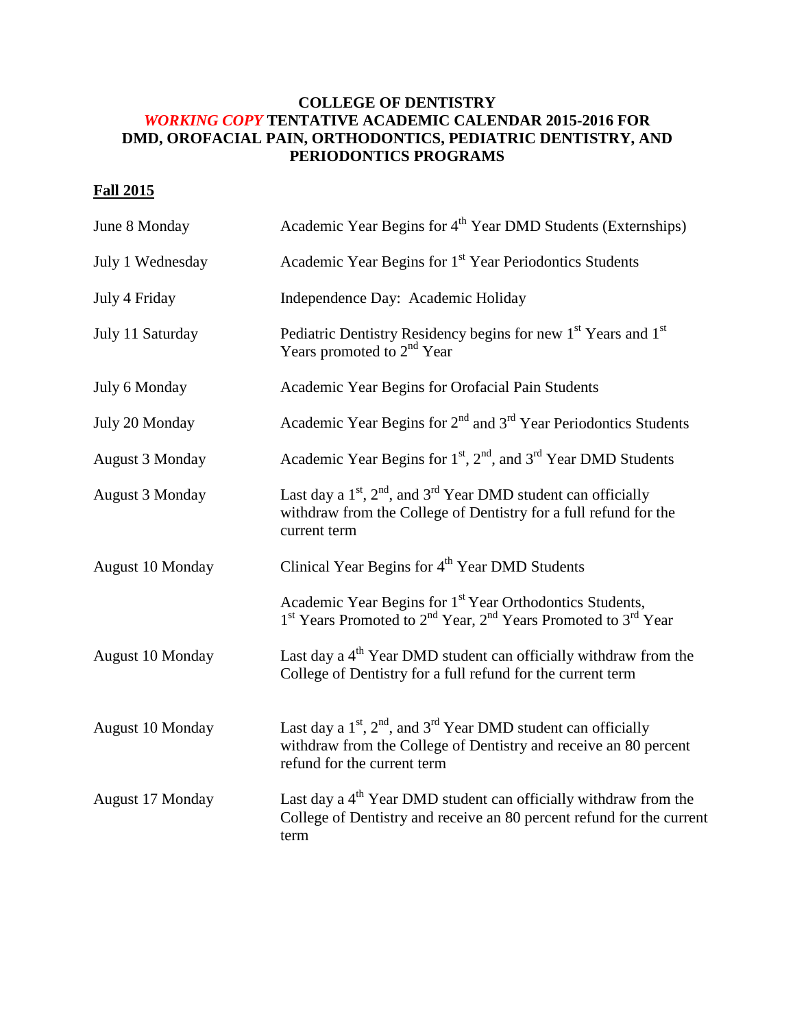**COLLEGE OF DENTISTRY**
***WORKING COPY* TENTATIVE ACADEMIC CALENDAR 2015-2016 FOR DMD, OROFACIAL PAIN, ORTHODONTICS, PEDIATRIC DENTISTRY, AND PERIODONTICS PROGRAMS**

## Fall 2015

| | |
|---|---|
| June 8 Monday | Academic Year Begins for 4th Year DMD Students (Externships) |
| July 1 Wednesday | Academic Year Begins for 1st Year Periodontics Students |
| July 4 Friday | Independence Day: Academic Holiday |
| July 11 Saturday | Pediatric Dentistry Residency begins for new 1st Years and 1st Years promoted to 2nd Year |
| July 6 Monday | Academic Year Begins for Orofacial Pain Students |
| July 20 Monday | Academic Year Begins for 2nd and 3rd Year Periodontics Students |
| August 3 Monday | Academic Year Begins for 1st, 2nd, and 3rd Year DMD Students |
| August 3 Monday | Last day a 1st, 2nd, and 3rd Year DMD student can officially withdraw from the College of Dentistry for a full refund for the current term |
| August 10 Monday | Clinical Year Begins for 4th Year DMD Students |
| | Academic Year Begins for 1st Year Orthodontics Students, 1st Years Promoted to 2nd Year, 2nd Years Promoted to 3rd Year |
| August 10 Monday | Last day a 4th Year DMD student can officially withdraw from the College of Dentistry for a full refund for the current term |
| August 10 Monday | Last day a 1st, 2nd, and 3rd Year DMD student can officially withdraw from the College of Dentistry and receive an 80 percent refund for the current term |
| August 17 Monday | Last day a 4th Year DMD student can officially withdraw from the College of Dentistry and receive an 80 percent refund for the current term |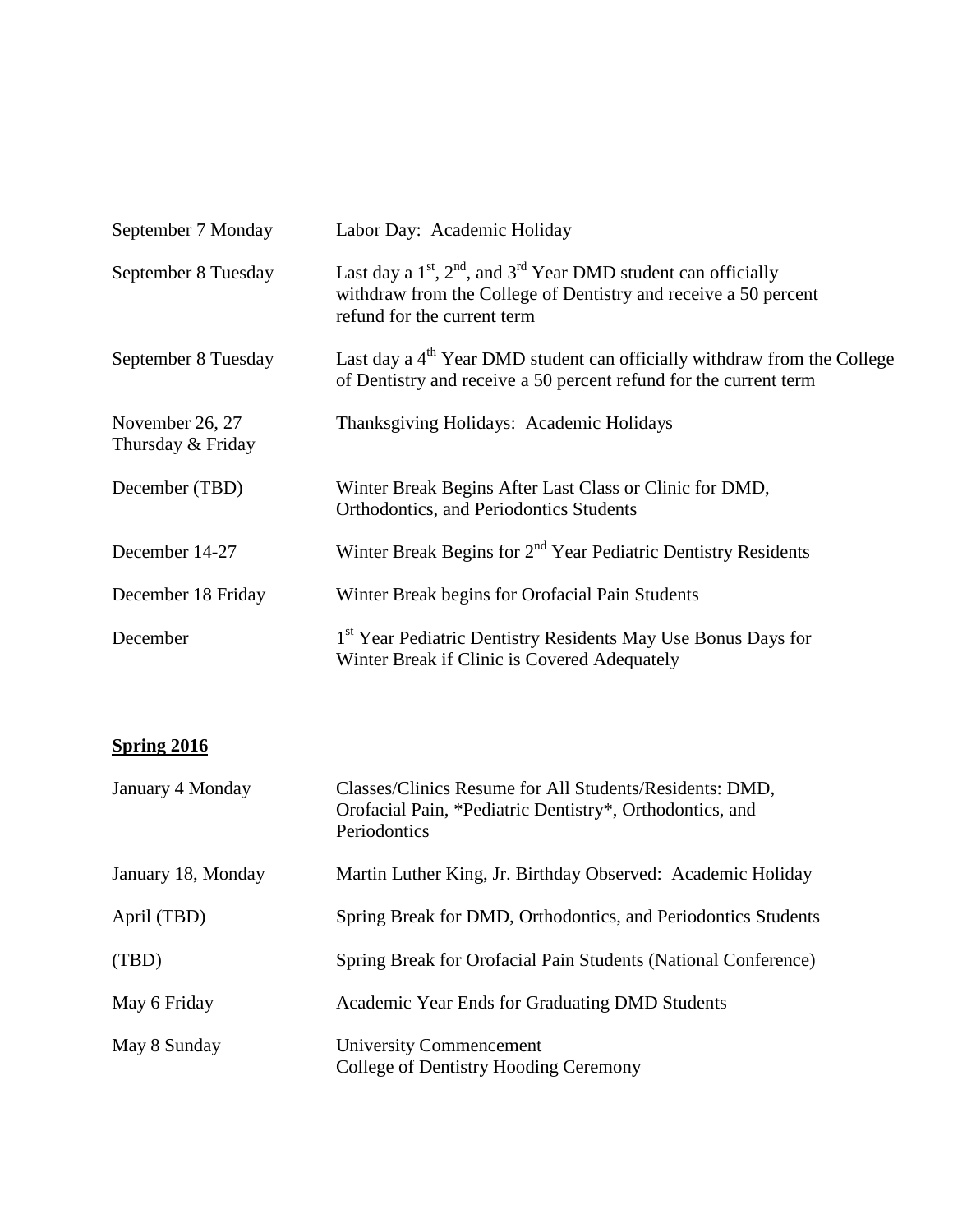| | |
|---|---|
| September 7 Monday | Labor Day: Academic Holiday |
| September 8 Tuesday | Last day a 1st, 2nd, and 3rd Year DMD student can officially withdraw from the College of Dentistry and receive a 50 percent refund for the current term |
| September 8 Tuesday | Last day a 4th Year DMD student can officially withdraw from the College of Dentistry and receive a 50 percent refund for the current term |
| November 26, 27 Thursday & Friday | Thanksgiving Holidays: Academic Holidays |
| December (TBD) | Winter Break Begins After Last Class or Clinic for DMD, Orthodontics, and Periodontics Students |
| December 14-27 | Winter Break Begins for 2nd Year Pediatric Dentistry Residents |
| December 18 Friday | Winter Break begins for Orofacial Pain Students |
| December | 1st Year Pediatric Dentistry Residents May Use Bonus Days for Winter Break if Clinic is Covered Adequately |

**Spring 2016**

| | |
|---|---|
| January 4 Monday | Classes/Clinics Resume for All Students/Residents: DMD, Orofacial Pain, *Pediatric Dentistry*, Orthodontics, and Periodontics |
| January 18, Monday | Martin Luther King, Jr. Birthday Observed: Academic Holiday |
| April (TBD) | Spring Break for DMD, Orthodontics, and Periodontics Students |
| (TBD) | Spring Break for Orofacial Pain Students (National Conference) |
| May 6 Friday | Academic Year Ends for Graduating DMD Students |
| May 8 Sunday | University Commencement<br>College of Dentistry Hooding Ceremony |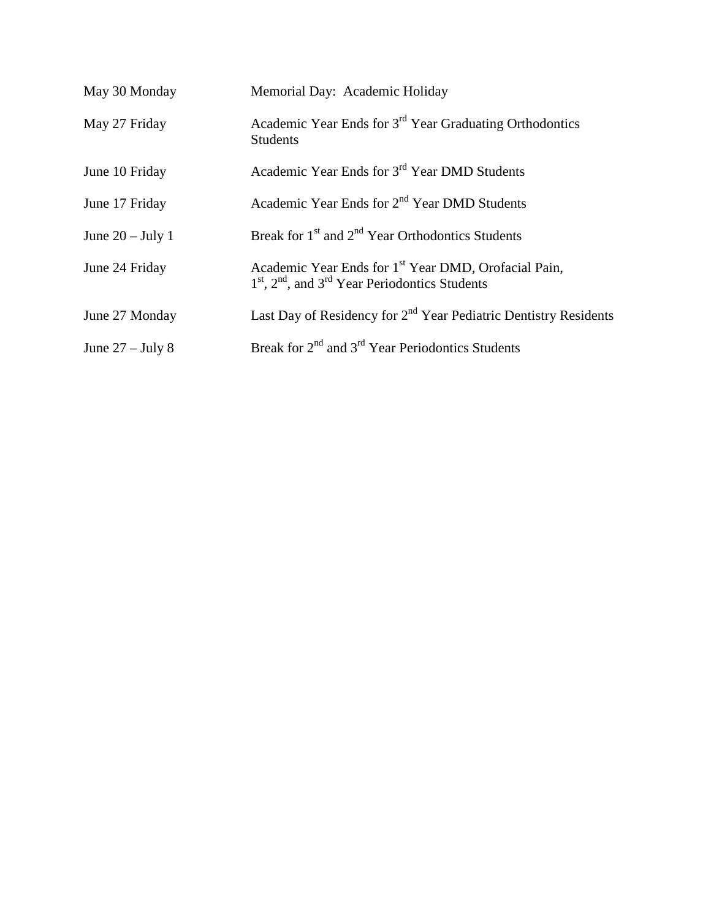| | |
|---|---|
| May 30 Monday | Memorial Day: Academic Holiday |
| May 27 Friday | Academic Year Ends for 3rd Year Graduating Orthodontics Students |
| June 10 Friday | Academic Year Ends for 3rd Year DMD Students |
| June 17 Friday | Academic Year Ends for 2nd Year DMD Students |
| June 20 – July 1 | Break for 1st and 2nd Year Orthodontics Students |
| June 24 Friday | Academic Year Ends for 1st Year DMD, Orofacial Pain, 1st, 2nd, and 3rd Year Periodontics Students |
| June 27 Monday | Last Day of Residency for 2nd Year Pediatric Dentistry Residents |
| June 27 – July 8 | Break for 2nd and 3rd Year Periodontics Students |